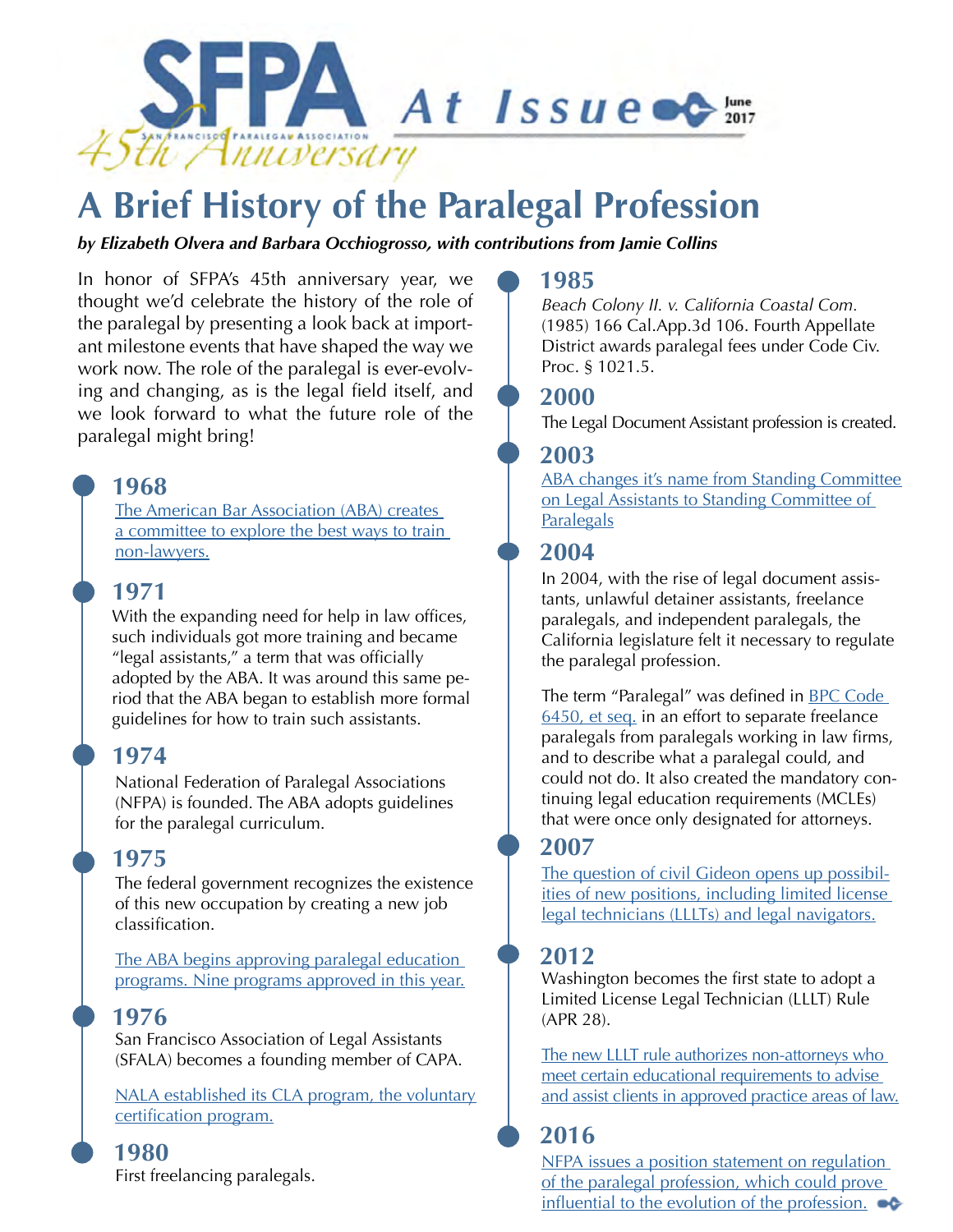# SFPA At Issue

San Francisco Paralegal Association 45th Anniversary

June 2017

# A Brief History of the Paralegal Profession

***by Elizabeth Olvera and Barbara Occhiogrosso, with contributions from Jamie Collins***

In honor of SFPA's 45th anniversary year, we thought we'd celebrate the history of the role of the paralegal by presenting a look back at important milestone events that have shaped the way we work now. The role of the paralegal is ever-evolving and changing, as is the legal field itself, and we look forward to what the future role of the paralegal might bring!

## 1968

The American Bar Association (ABA) creates a committee to explore the best ways to train non-lawyers.

## 1971

With the expanding need for help in law offices, such individuals got more training and became "legal assistants," a term that was officially adopted by the ABA. It was around this same period that the ABA began to establish more formal guidelines for how to train such assistants.

## 1974

National Federation of Paralegal Associations (NFPA) is founded. The ABA adopts guidelines for the paralegal curriculum.

## 1975

The federal government recognizes the existence of this new occupation by creating a new job classification.

The ABA begins approving paralegal education programs. Nine programs approved in this year.

## 1976

San Francisco Association of Legal Assistants (SFALA) becomes a founding member of CAPA.

NALA established its CLA program, the voluntary certification program.

## 1980

First freelancing paralegals.

## 1985

*Beach Colony II. v. California Coastal Com.* (1985) 166 Cal.App.3d 106. Fourth Appellate District awards paralegal fees under Code Civ. Proc. § 1021.5.

## 2000

The Legal Document Assistant profession is created.

## 2003

ABA changes it's name from Standing Committee on Legal Assistants to Standing Committee of Paralegals

## 2004

In 2004, with the rise of legal document assistants, unlawful detainer assistants, freelance paralegals, and independent paralegals, the California legislature felt it necessary to regulate the paralegal profession.

The term "Paralegal" was defined in BPC Code 6450, et seq. in an effort to separate freelance paralegals from paralegals working in law firms, and to describe what a paralegal could, and could not do. It also created the mandatory continuing legal education requirements (MCLEs) that were once only designated for attorneys.

## 2007

The question of civil Gideon opens up possibilities of new positions, including limited license legal technicians (LLLTs) and legal navigators.

## 2012

Washington becomes the first state to adopt a Limited License Legal Technician (LLLT) Rule (APR 28).

The new LLLT rule authorizes non-attorneys who meet certain educational requirements to advise and assist clients in approved practice areas of law.

## 2016

NFPA issues a position statement on regulation of the paralegal profession, which could prove influential to the evolution of the profession.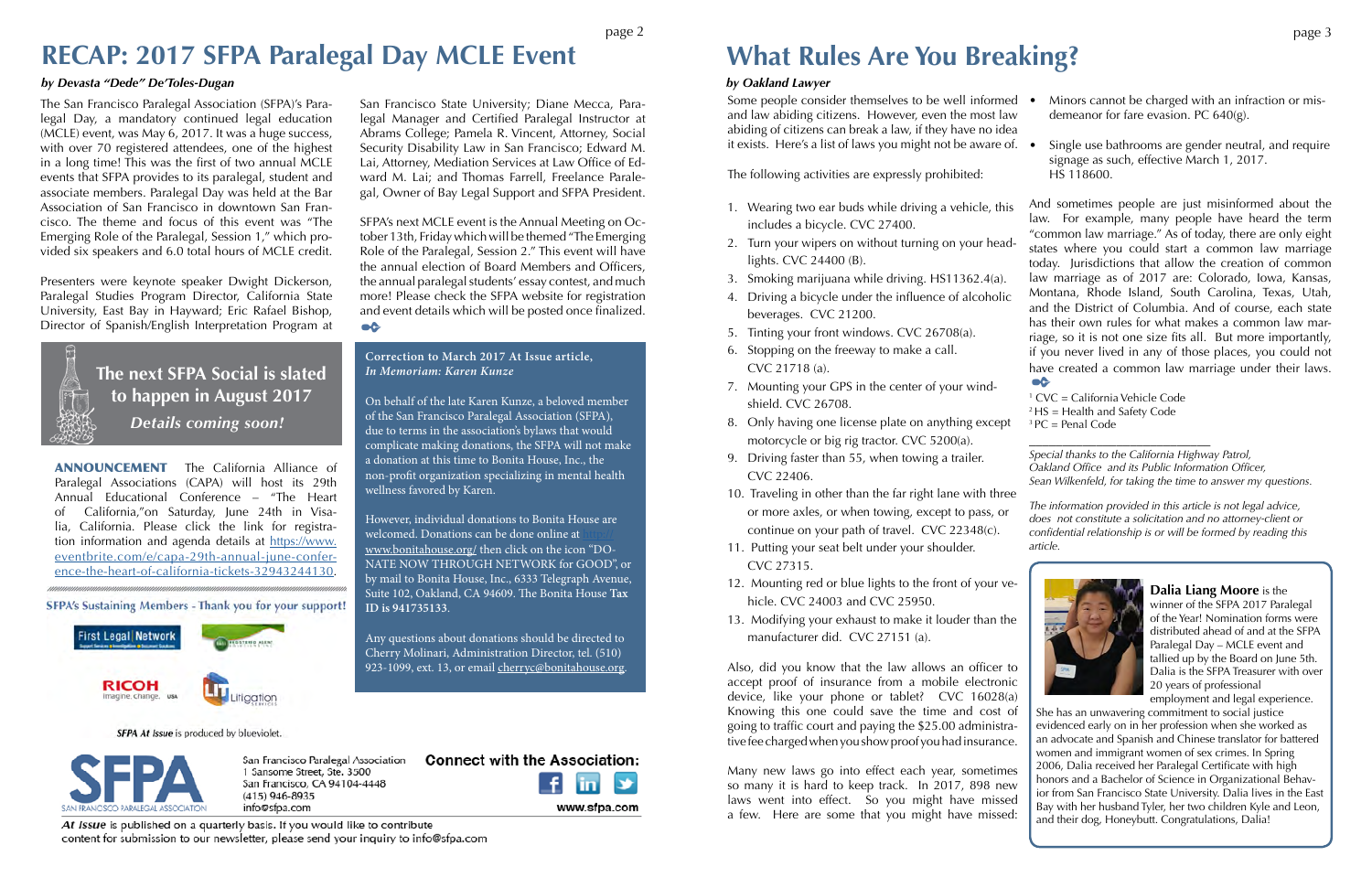# RECAP: 2017 SFPA Paralegal Day MCLE Event

***by Devasta "Dede" De'Toles-Dugan***

The San Francisco Paralegal Association (SFPA)'s Paralegal Day, a mandatory continued legal education (MCLE) event, was May 6, 2017. It was a huge success, with over 70 registered attendees, one of the highest in a long time! This was the first of two annual MCLE events that SFPA provides to its paralegal, student and associate members. Paralegal Day was held at the Bar Association of San Francisco in downtown San Francisco. The theme and focus of this event was "The Emerging Role of the Paralegal, Session 1," which provided six speakers and 6.0 total hours of MCLE credit.

Presenters were keynote speaker Dwight Dickerson, Paralegal Studies Program Director, California State University, East Bay in Hayward; Eric Rafael Bishop, Director of Spanish/English Interpretation Program at San Francisco State University; Diane Mecca, Paralegal Manager and Certified Paralegal Instructor at Abrams College; Pamela R. Vincent, Attorney, Social Security Disability Law in San Francisco; Edward M. Lai, Attorney, Mediation Services at Law Office of Edward M. Lai; and Thomas Farrell, Freelance Paralegal, Owner of Bay Legal Support and SFPA President.

SFPA's next MCLE event is the Annual Meeting on October 13th, Friday which will be themed "The Emerging Role of the Paralegal, Session 2." This event will have the annual election of Board Members and Officers, the annual paralegal students' essay contest, and much more! Please check the SFPA website for registration and event details which will be posted once finalized.

**The next SFPA Social is slated to happen in August 2017**

***Details coming soon!***

**ANNOUNCEMENT** The California Alliance of Paralegal Associations (CAPA) will host its 29th Annual Educational Conference – "The Heart of California,"on Saturday, June 24th in Visalia, California. Please click the link for registration information and agenda details at https://www.eventbrite.com/e/capa-29th-annual-june-conference-the-heart-of-california-tickets-32943244130.

**Correction to March 2017 At Issue article,**
***In Memoriam: Karen Kunze***

On behalf of the late Karen Kunze, a beloved member of the San Francisco Paralegal Association (SFPA), due to terms in the association's bylaws that would complicate making donations, the SFPA will not make a donation at this time to Bonita House, Inc., the non-profit organization specializing in mental health wellness favored by Karen.

However, individual donations to Bonita House are welcomed. Donations can be done online at http://www.bonitahouse.org/ then click on the icon "DONATE NOW THROUGH NETWORK FOR GOOD", or by mail to Bonita House, Inc., 6333 Telegraph Avenue, Suite 102, Oakland, CA 94609. The Bonita House **Tax ID is 941735133**.

Any questions about donations should be directed to Cherry Molinari, Administration Director, tel. (510) 923-1099, ext. 13, or email cherryc@bonitahouse.org.

SFPA's Sustaining Members - Thank you for your support!

First Legal Network · Registered Agent Solutions · RICOH imagine. change. · Litigation Services

*SFPA At Issue* is produced by blueviolet.

San Francisco Paralegal Association
1 Sansome Street, Ste. 3500
San Francisco, CA 94104-4448
(415) 946-8935
info@sfpa.com

**Connect with the Association:**

www.sfpa.com

*At Issue* is published on a quarterly basis. If you would like to contribute content for submission to our newsletter, please send your inquiry to info@sfpa.com

# What Rules Are You Breaking?

***by Oakland Lawyer***

Some people consider themselves to be well informed and law abiding citizens. However, even the most law abiding of citizens can break a law, if they have no idea it exists. Here's a list of laws you might not be aware of.

The following activities are expressly prohibited:

1. Wearing two ear buds while driving a vehicle, this includes a bicycle. CVC 27400.
2. Turn your wipers on without turning on your headlights. CVC 24400 (B).
3. Smoking marijuana while driving. HS11362.4(a).
4. Driving a bicycle under the influence of alcoholic beverages. CVC 21200.
5. Tinting your front windows. CVC 26708(a).
6. Stopping on the freeway to make a call. CVC 21718 (a).
7. Mounting your GPS in the center of your windshield. CVC 26708.
8. Only having one license plate on anything except motorcycle or big rig tractor. CVC 5200(a).
9. Driving faster than 55, when towing a trailer. CVC 22406.
10. Traveling in other than the far right lane with three or more axles, or when towing, except to pass, or continue on your path of travel. CVC 22348(c).
11. Putting your seat belt under your shoulder. CVC 27315.
12. Mounting red or blue lights to the front of your vehicle. CVC 24003 and CVC 25950.
13. Modifying your exhaust to make it louder than the manufacturer did. CVC 27151 (a).

Also, did you know that the law allows an officer to accept proof of insurance from a mobile electronic device, like your phone or tablet? CVC 16028(a) Knowing this one could save the time and cost of going to traffic court and paying the $25.00 administrative fee charged when you show proof you had insurance.

Many new laws go into effect each year, sometimes so many it is hard to keep track. In 2017, 898 new laws went into effect. So you might have missed a few. Here are some that you might have missed:

- Minors cannot be charged with an infraction or misdemeanor for fare evasion. PC 640(g).
- Single use bathrooms are gender neutral, and require signage as such, effective March 1, 2017. HS 118600.

And sometimes people are just misinformed about the law. For example, many people have heard the term "common law marriage." As of today, there are only eight states where you could start a common law marriage today. Jurisdictions that allow the creation of common law marriage as of 2017 are: Colorado, Iowa, Kansas, Montana, Rhode Island, South Carolina, Texas, Utah, and the District of Columbia. And of course, each state has their own rules for what makes a common law marriage, so it is not one size fits all. But more importantly, if you never lived in any of those places, you could not have created a common law marriage under their laws.

[1] CVC = California Vehicle Code
[2] HS = Health and Safety Code
[3] PC = Penal Code

*Special thanks to the California Highway Patrol, Oakland Office and its Public Information Officer, Sean Wilkenfeld, for taking the time to answer my questions.*

*The information provided in this article is not legal advice, does not constitute a solicitation and no attorney-client or confidential relationship is or will be formed by reading this article.*

**Dalia Liang Moore** is the winner of the SFPA 2017 Paralegal of the Year! Nomination forms were distributed ahead of and at the SFPA Paralegal Day – MCLE event and tallied up by the Board on June 5th. Dalia is the SFPA Treasurer with over 20 years of professional employment and legal experience. She has an unwavering commitment to social justice evidenced early on in her profession when she worked as an advocate and Spanish and Chinese translator for battered women and immigrant women of sex crimes. In Spring 2006, Dalia received her Paralegal Certificate with high honors and a Bachelor of Science in Organizational Behavior from San Francisco State University. Dalia lives in the East Bay with her husband Tyler, her two children Kyle and Leon, and their dog, Honeybutt. Congratulations, Dalia!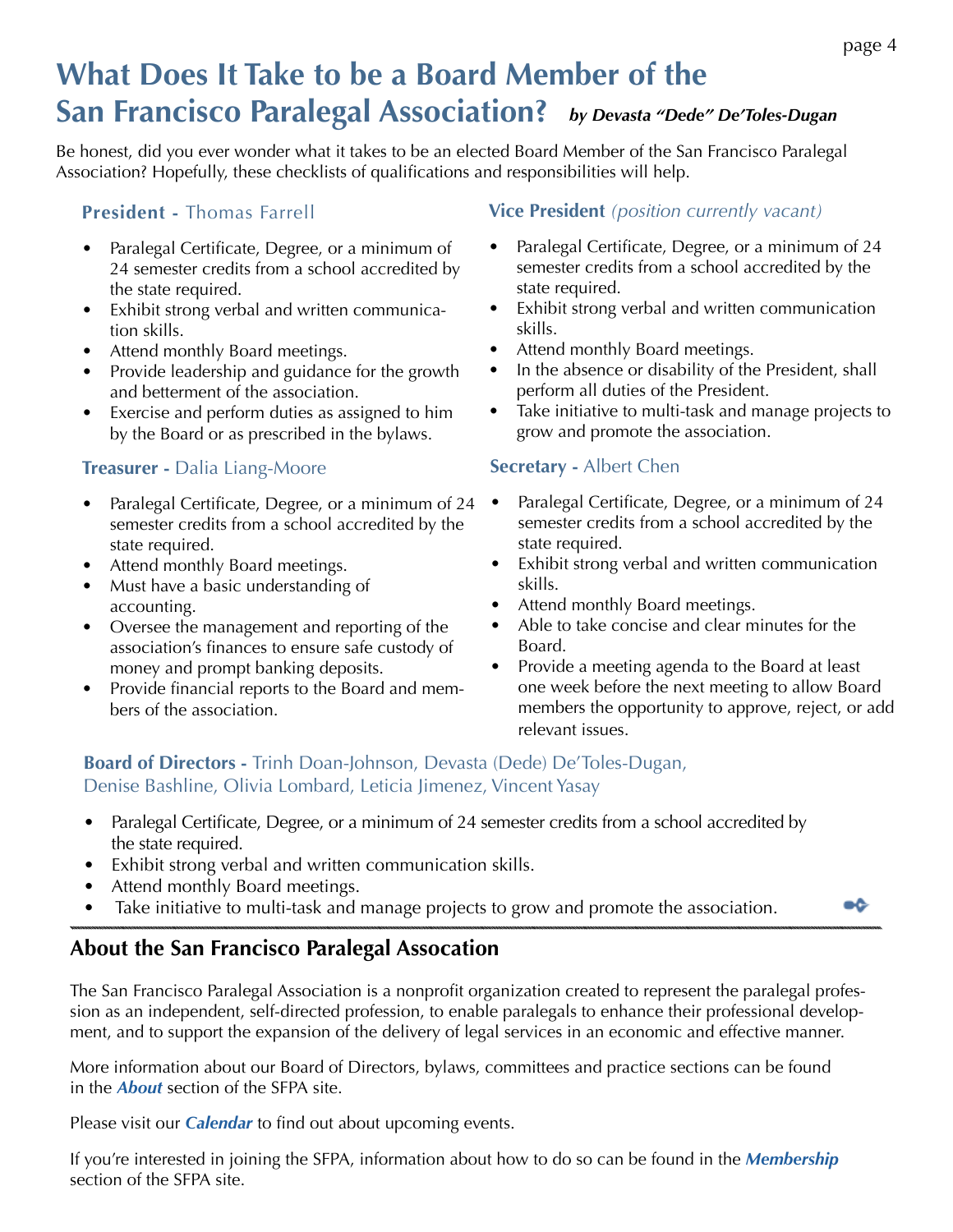# What Does It Take to be a Board Member of the San Francisco Paralegal Association? *by Devasta "Dede" De'Toles-Dugan*

Be honest, did you ever wonder what it takes to be an elected Board Member of the San Francisco Paralegal Association? Hopefully, these checklists of qualifications and responsibilities will help.

### President - Thomas Farrell

- Paralegal Certificate, Degree, or a minimum of 24 semester credits from a school accredited by the state required.
- Exhibit strong verbal and written communication skills.
- Attend monthly Board meetings.
- Provide leadership and guidance for the growth and betterment of the association.
- Exercise and perform duties as assigned to him by the Board or as prescribed in the bylaws.

### Treasurer - Dalia Liang-Moore

- Paralegal Certificate, Degree, or a minimum of 24 semester credits from a school accredited by the state required.
- Attend monthly Board meetings.
- Must have a basic understanding of accounting.
- Oversee the management and reporting of the association's finances to ensure safe custody of money and prompt banking deposits.
- Provide financial reports to the Board and members of the association.

### Vice President *(position currently vacant)*

- Paralegal Certificate, Degree, or a minimum of 24 semester credits from a school accredited by the state required.
- Exhibit strong verbal and written communication skills.
- Attend monthly Board meetings.
- In the absence or disability of the President, shall perform all duties of the President.
- Take initiative to multi-task and manage projects to grow and promote the association.

### Secretary - Albert Chen

- Paralegal Certificate, Degree, or a minimum of 24 semester credits from a school accredited by the state required.
- Exhibit strong verbal and written communication skills.
- Attend monthly Board meetings.
- Able to take concise and clear minutes for the Board.
- Provide a meeting agenda to the Board at least one week before the next meeting to allow Board members the opportunity to approve, reject, or add relevant issues.

### Board of Directors - Trinh Doan-Johnson, Devasta (Dede) De'Toles-Dugan, Denise Bashline, Olivia Lombard, Leticia Jimenez, Vincent Yasay

- Paralegal Certificate, Degree, or a minimum of 24 semester credits from a school accredited by the state required.
- Exhibit strong verbal and written communication skills.
- Attend monthly Board meetings.
- Take initiative to multi-task and manage projects to grow and promote the association.

## About the San Francisco Paralegal Assocation

The San Francisco Paralegal Association is a nonprofit organization created to represent the paralegal profession as an independent, self-directed profession, to enable paralegals to enhance their professional development, and to support the expansion of the delivery of legal services in an economic and effective manner.

More information about our Board of Directors, bylaws, committees and practice sections can be found in the ***About*** section of the SFPA site.

Please visit our ***Calendar*** to find out about upcoming events.

If you're interested in joining the SFPA, information about how to do so can be found in the ***Membership*** section of the SFPA site.